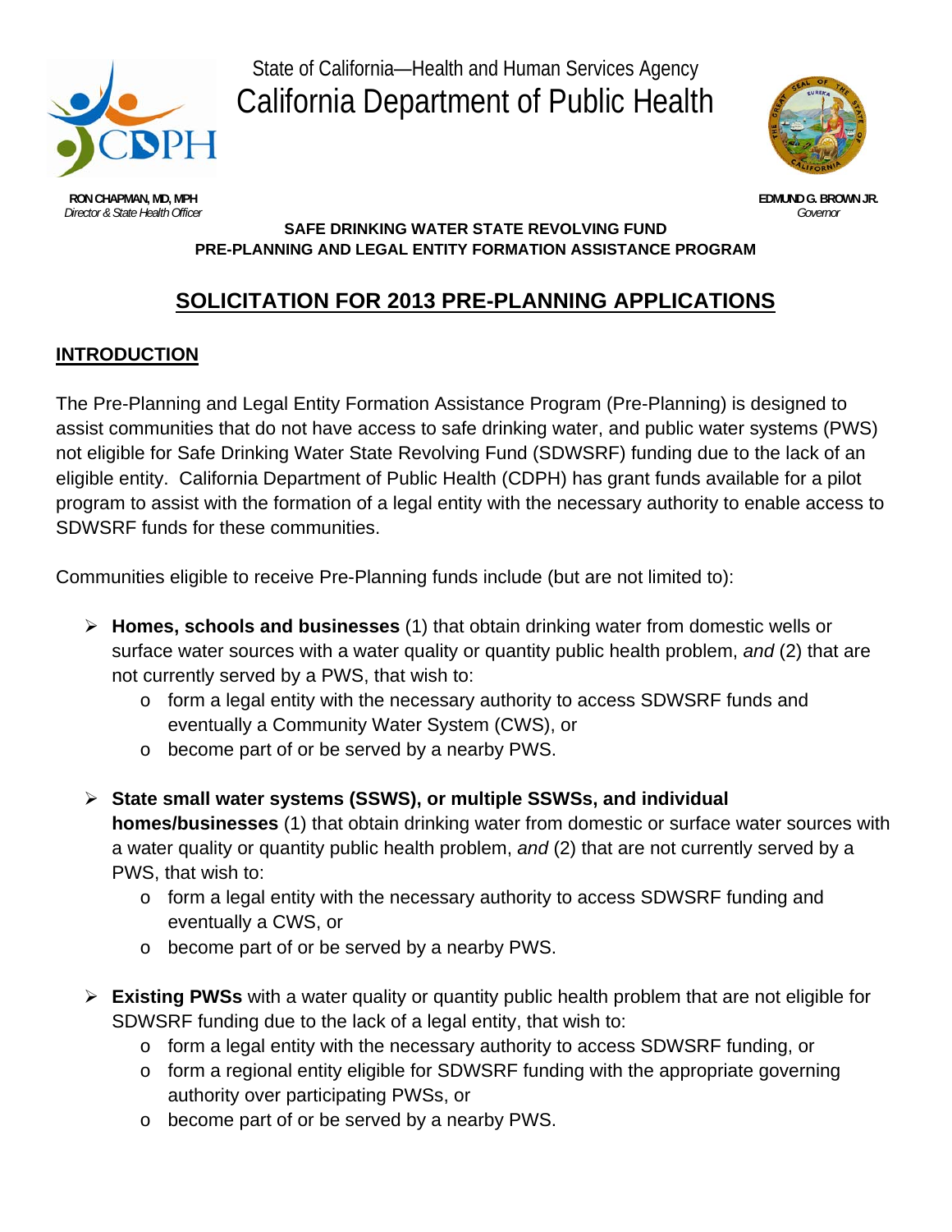State of California—Health and Human Services Agency

# California Department of Public Health

**RON CHAPMAN, MD, MPH**
*Director & State Health Officer*

**EDMUND G. BROWN JR.**
*Governor*

**SAFE DRINKING WATER STATE REVOLVING FUND**
**PRE-PLANNING AND LEGAL ENTITY FORMATION ASSISTANCE PROGRAM**

## SOLICITATION FOR 2013 PRE-PLANNING APPLICATIONS

### INTRODUCTION

The Pre-Planning and Legal Entity Formation Assistance Program (Pre-Planning) is designed to assist communities that do not have access to safe drinking water, and public water systems (PWS) not eligible for Safe Drinking Water State Revolving Fund (SDWSRF) funding due to the lack of an eligible entity. California Department of Public Health (CDPH) has grant funds available for a pilot program to assist with the formation of a legal entity with the necessary authority to enable access to SDWSRF funds for these communities.

Communities eligible to receive Pre-Planning funds include (but are not limited to):

- **Homes, schools and businesses** (1) that obtain drinking water from domestic wells or surface water sources with a water quality or quantity public health problem, *and* (2) that are not currently served by a PWS, that wish to:
  - form a legal entity with the necessary authority to access SDWSRF funds and eventually a Community Water System (CWS), or
  - become part of or be served by a nearby PWS.
- **State small water systems (SSWS), or multiple SSWSs, and individual homes/businesses** (1) that obtain drinking water from domestic or surface water sources with a water quality or quantity public health problem, *and* (2) that are not currently served by a PWS, that wish to:
  - form a legal entity with the necessary authority to access SDWSRF funding and eventually a CWS, or
  - become part of or be served by a nearby PWS.
- **Existing PWSs** with a water quality or quantity public health problem that are not eligible for SDWSRF funding due to the lack of a legal entity, that wish to:
  - form a legal entity with the necessary authority to access SDWSRF funding, or
  - form a regional entity eligible for SDWSRF funding with the appropriate governing authority over participating PWSs, or
  - become part of or be served by a nearby PWS.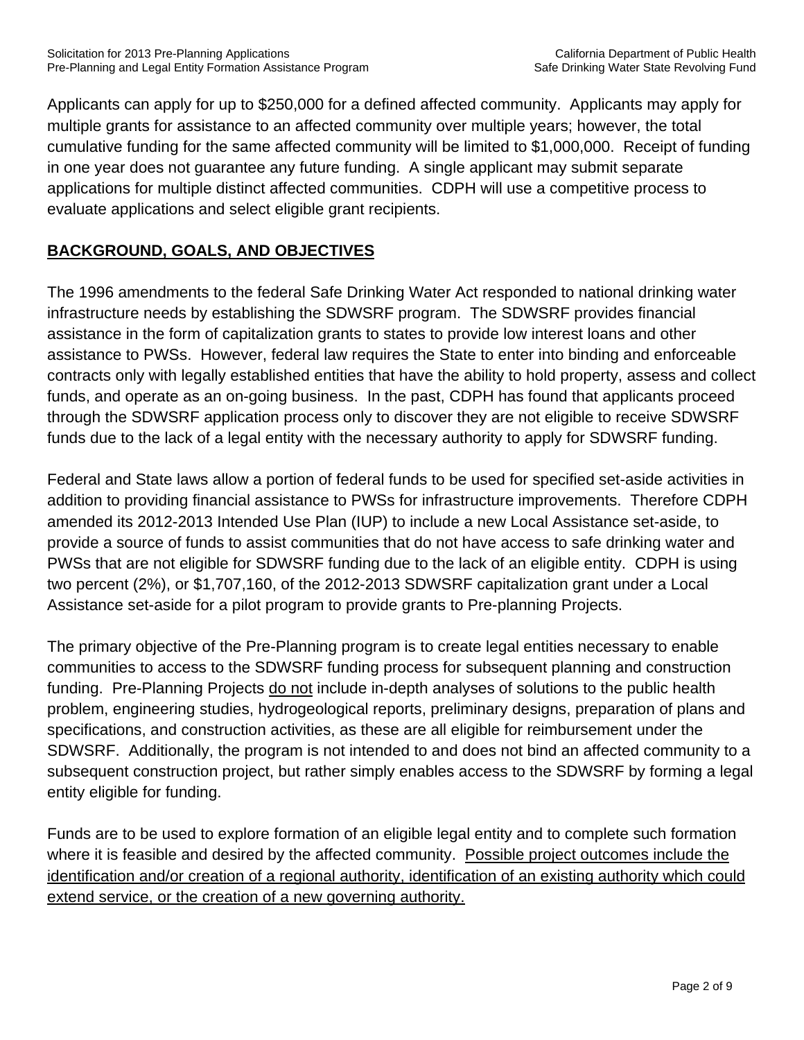Applicants can apply for up to $250,000 for a defined affected community. Applicants may apply for multiple grants for assistance to an affected community over multiple years; however, the total cumulative funding for the same affected community will be limited to $1,000,000. Receipt of funding in one year does not guarantee any future funding. A single applicant may submit separate applications for multiple distinct affected communities. CDPH will use a competitive process to evaluate applications and select eligible grant recipients.

## BACKGROUND, GOALS, AND OBJECTIVES

The 1996 amendments to the federal Safe Drinking Water Act responded to national drinking water infrastructure needs by establishing the SDWSRF program. The SDWSRF provides financial assistance in the form of capitalization grants to states to provide low interest loans and other assistance to PWSs. However, federal law requires the State to enter into binding and enforceable contracts only with legally established entities that have the ability to hold property, assess and collect funds, and operate as an on-going business. In the past, CDPH has found that applicants proceed through the SDWSRF application process only to discover they are not eligible to receive SDWSRF funds due to the lack of a legal entity with the necessary authority to apply for SDWSRF funding.

Federal and State laws allow a portion of federal funds to be used for specified set-aside activities in addition to providing financial assistance to PWSs for infrastructure improvements. Therefore CDPH amended its 2012-2013 Intended Use Plan (IUP) to include a new Local Assistance set-aside, to provide a source of funds to assist communities that do not have access to safe drinking water and PWSs that are not eligible for SDWSRF funding due to the lack of an eligible entity. CDPH is using two percent (2%), or $1,707,160, of the 2012-2013 SDWSRF capitalization grant under a Local Assistance set-aside for a pilot program to provide grants to Pre-planning Projects.

The primary objective of the Pre-Planning program is to create legal entities necessary to enable communities to access to the SDWSRF funding process for subsequent planning and construction funding. Pre-Planning Projects do not include in-depth analyses of solutions to the public health problem, engineering studies, hydrogeological reports, preliminary designs, preparation of plans and specifications, and construction activities, as these are all eligible for reimbursement under the SDWSRF. Additionally, the program is not intended to and does not bind an affected community to a subsequent construction project, but rather simply enables access to the SDWSRF by forming a legal entity eligible for funding.

Funds are to be used to explore formation of an eligible legal entity and to complete such formation where it is feasible and desired by the affected community. Possible project outcomes include the identification and/or creation of a regional authority, identification of an existing authority which could extend service, or the creation of a new governing authority.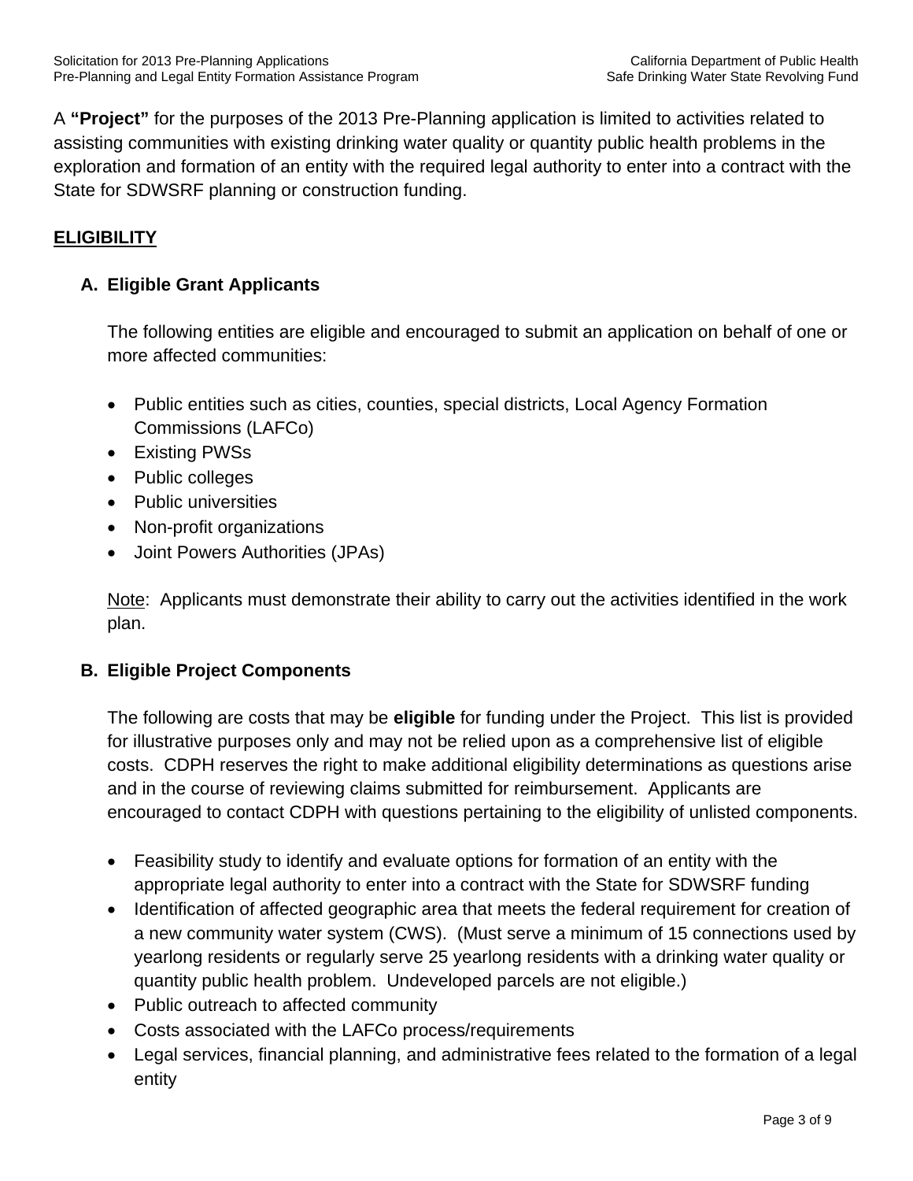A **"Project"** for the purposes of the 2013 Pre-Planning application is limited to activities related to assisting communities with existing drinking water quality or quantity public health problems in the exploration and formation of an entity with the required legal authority to enter into a contract with the State for SDWSRF planning or construction funding.

## ELIGIBILITY

### A. Eligible Grant Applicants

The following entities are eligible and encouraged to submit an application on behalf of one or more affected communities:

- Public entities such as cities, counties, special districts, Local Agency Formation Commissions (LAFCo)
- Existing PWSs
- Public colleges
- Public universities
- Non-profit organizations
- Joint Powers Authorities (JPAs)

Note: Applicants must demonstrate their ability to carry out the activities identified in the work plan.

### B. Eligible Project Components

The following are costs that may be **eligible** for funding under the Project. This list is provided for illustrative purposes only and may not be relied upon as a comprehensive list of eligible costs. CDPH reserves the right to make additional eligibility determinations as questions arise and in the course of reviewing claims submitted for reimbursement. Applicants are encouraged to contact CDPH with questions pertaining to the eligibility of unlisted components.

- Feasibility study to identify and evaluate options for formation of an entity with the appropriate legal authority to enter into a contract with the State for SDWSRF funding
- Identification of affected geographic area that meets the federal requirement for creation of a new community water system (CWS). (Must serve a minimum of 15 connections used by yearlong residents or regularly serve 25 yearlong residents with a drinking water quality or quantity public health problem. Undeveloped parcels are not eligible.)
- Public outreach to affected community
- Costs associated with the LAFCo process/requirements
- Legal services, financial planning, and administrative fees related to the formation of a legal entity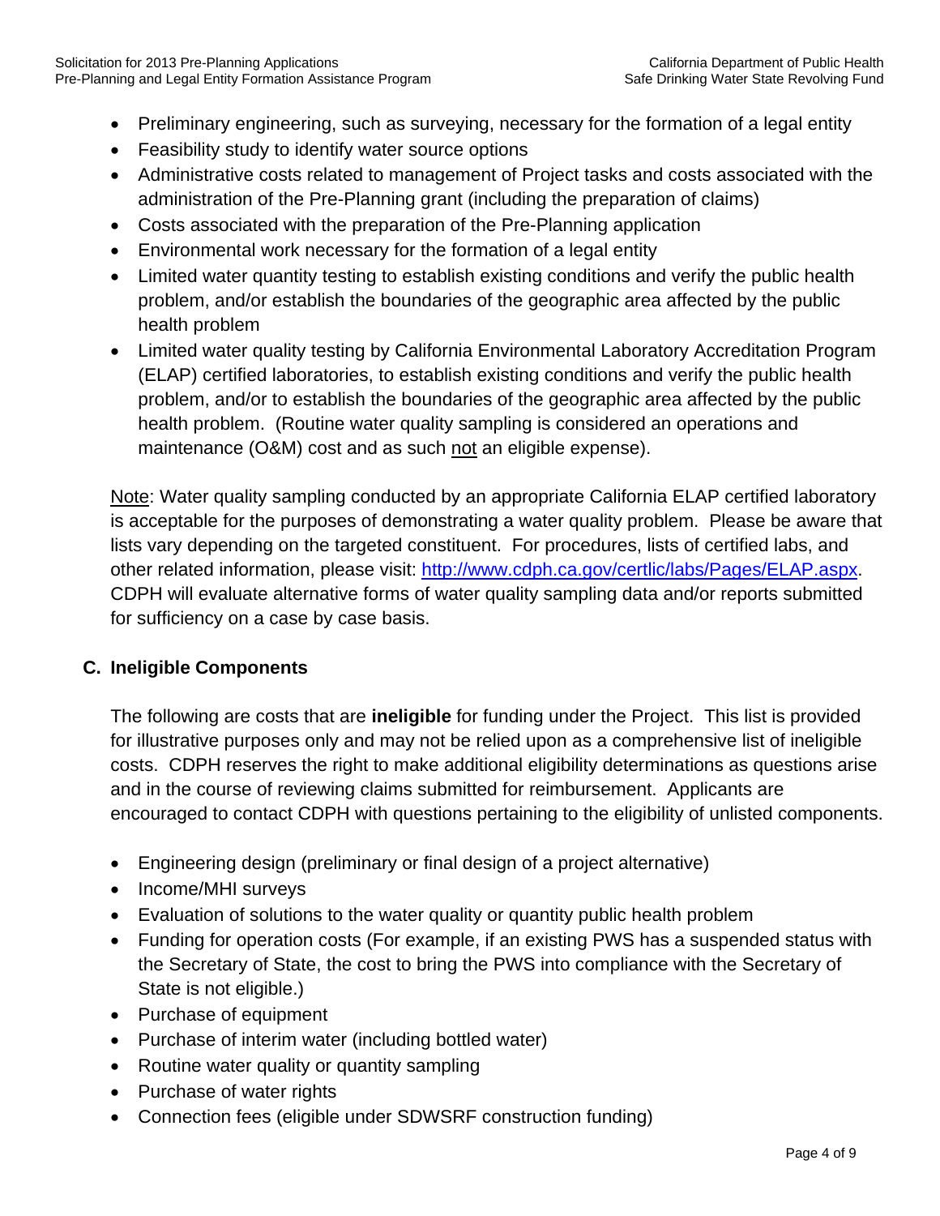- Preliminary engineering, such as surveying, necessary for the formation of a legal entity
- Feasibility study to identify water source options
- Administrative costs related to management of Project tasks and costs associated with the administration of the Pre-Planning grant (including the preparation of claims)
- Costs associated with the preparation of the Pre-Planning application
- Environmental work necessary for the formation of a legal entity
- Limited water quantity testing to establish existing conditions and verify the public health problem, and/or establish the boundaries of the geographic area affected by the public health problem
- Limited water quality testing by California Environmental Laboratory Accreditation Program (ELAP) certified laboratories, to establish existing conditions and verify the public health problem, and/or to establish the boundaries of the geographic area affected by the public health problem. (Routine water quality sampling is considered an operations and maintenance (O&M) cost and as such not an eligible expense).

Note: Water quality sampling conducted by an appropriate California ELAP certified laboratory is acceptable for the purposes of demonstrating a water quality problem. Please be aware that lists vary depending on the targeted constituent. For procedures, lists of certified labs, and other related information, please visit: http://www.cdph.ca.gov/certlic/labs/Pages/ELAP.aspx. CDPH will evaluate alternative forms of water quality sampling data and/or reports submitted for sufficiency on a case by case basis.

## C. Ineligible Components

The following are costs that are **ineligible** for funding under the Project. This list is provided for illustrative purposes only and may not be relied upon as a comprehensive list of ineligible costs. CDPH reserves the right to make additional eligibility determinations as questions arise and in the course of reviewing claims submitted for reimbursement. Applicants are encouraged to contact CDPH with questions pertaining to the eligibility of unlisted components.

- Engineering design (preliminary or final design of a project alternative)
- Income/MHI surveys
- Evaluation of solutions to the water quality or quantity public health problem
- Funding for operation costs (For example, if an existing PWS has a suspended status with the Secretary of State, the cost to bring the PWS into compliance with the Secretary of State is not eligible.)
- Purchase of equipment
- Purchase of interim water (including bottled water)
- Routine water quality or quantity sampling
- Purchase of water rights
- Connection fees (eligible under SDWSRF construction funding)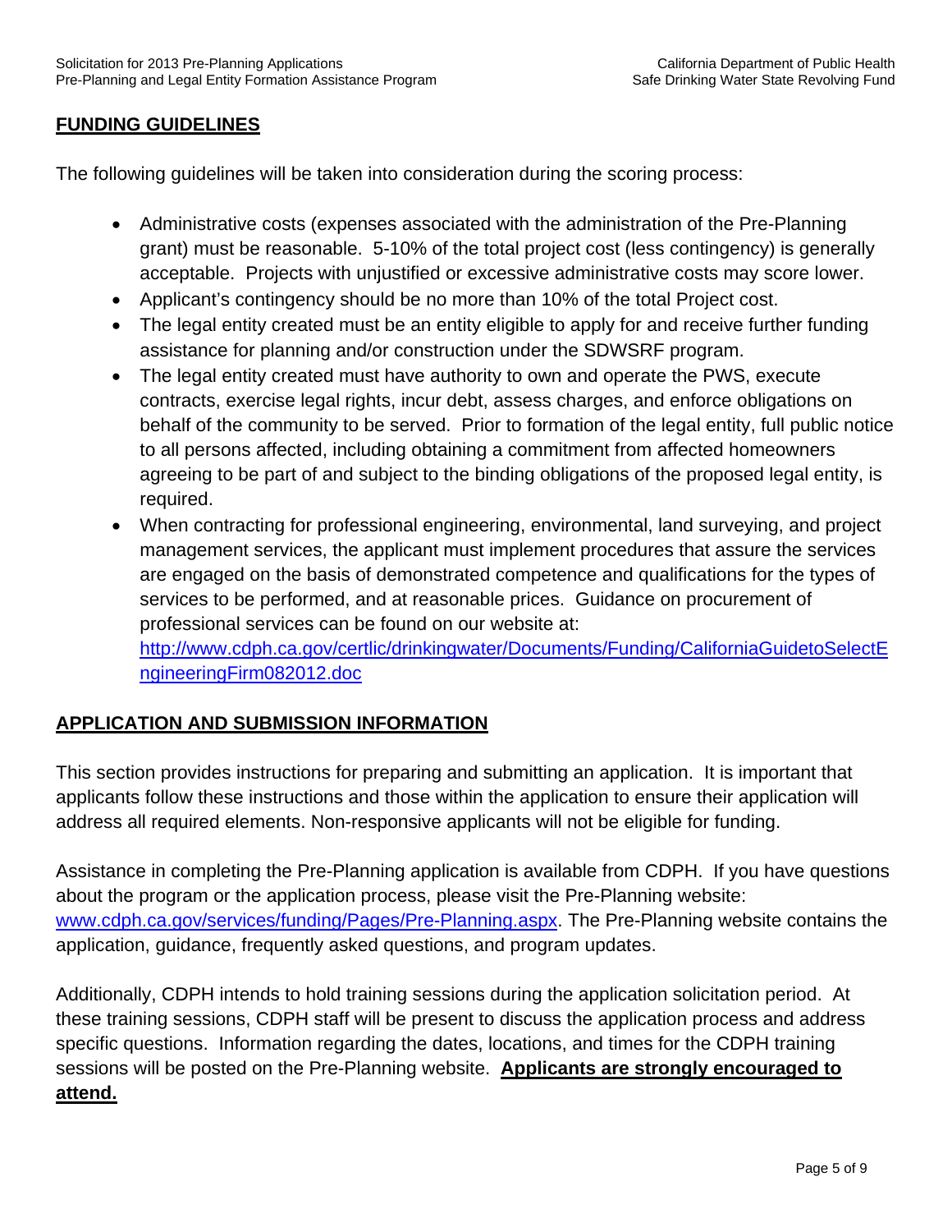## FUNDING GUIDELINES

The following guidelines will be taken into consideration during the scoring process:

- Administrative costs (expenses associated with the administration of the Pre-Planning grant) must be reasonable. 5-10% of the total project cost (less contingency) is generally acceptable. Projects with unjustified or excessive administrative costs may score lower.
- Applicant's contingency should be no more than 10% of the total Project cost.
- The legal entity created must be an entity eligible to apply for and receive further funding assistance for planning and/or construction under the SDWSRF program.
- The legal entity created must have authority to own and operate the PWS, execute contracts, exercise legal rights, incur debt, assess charges, and enforce obligations on behalf of the community to be served. Prior to formation of the legal entity, full public notice to all persons affected, including obtaining a commitment from affected homeowners agreeing to be part of and subject to the binding obligations of the proposed legal entity, is required.
- When contracting for professional engineering, environmental, land surveying, and project management services, the applicant must implement procedures that assure the services are engaged on the basis of demonstrated competence and qualifications for the types of services to be performed, and at reasonable prices. Guidance on procurement of professional services can be found on our website at: http://www.cdph.ca.gov/certlic/drinkingwater/Documents/Funding/CaliforniaGuidetoSelectEngineeringFirm082012.doc

## APPLICATION AND SUBMISSION INFORMATION

This section provides instructions for preparing and submitting an application. It is important that applicants follow these instructions and those within the application to ensure their application will address all required elements. Non-responsive applicants will not be eligible for funding.

Assistance in completing the Pre-Planning application is available from CDPH. If you have questions about the program or the application process, please visit the Pre-Planning website: www.cdph.ca.gov/services/funding/Pages/Pre-Planning.aspx. The Pre-Planning website contains the application, guidance, frequently asked questions, and program updates.

Additionally, CDPH intends to hold training sessions during the application solicitation period. At these training sessions, CDPH staff will be present to discuss the application process and address specific questions. Information regarding the dates, locations, and times for the CDPH training sessions will be posted on the Pre-Planning website. **Applicants are strongly encouraged to attend.**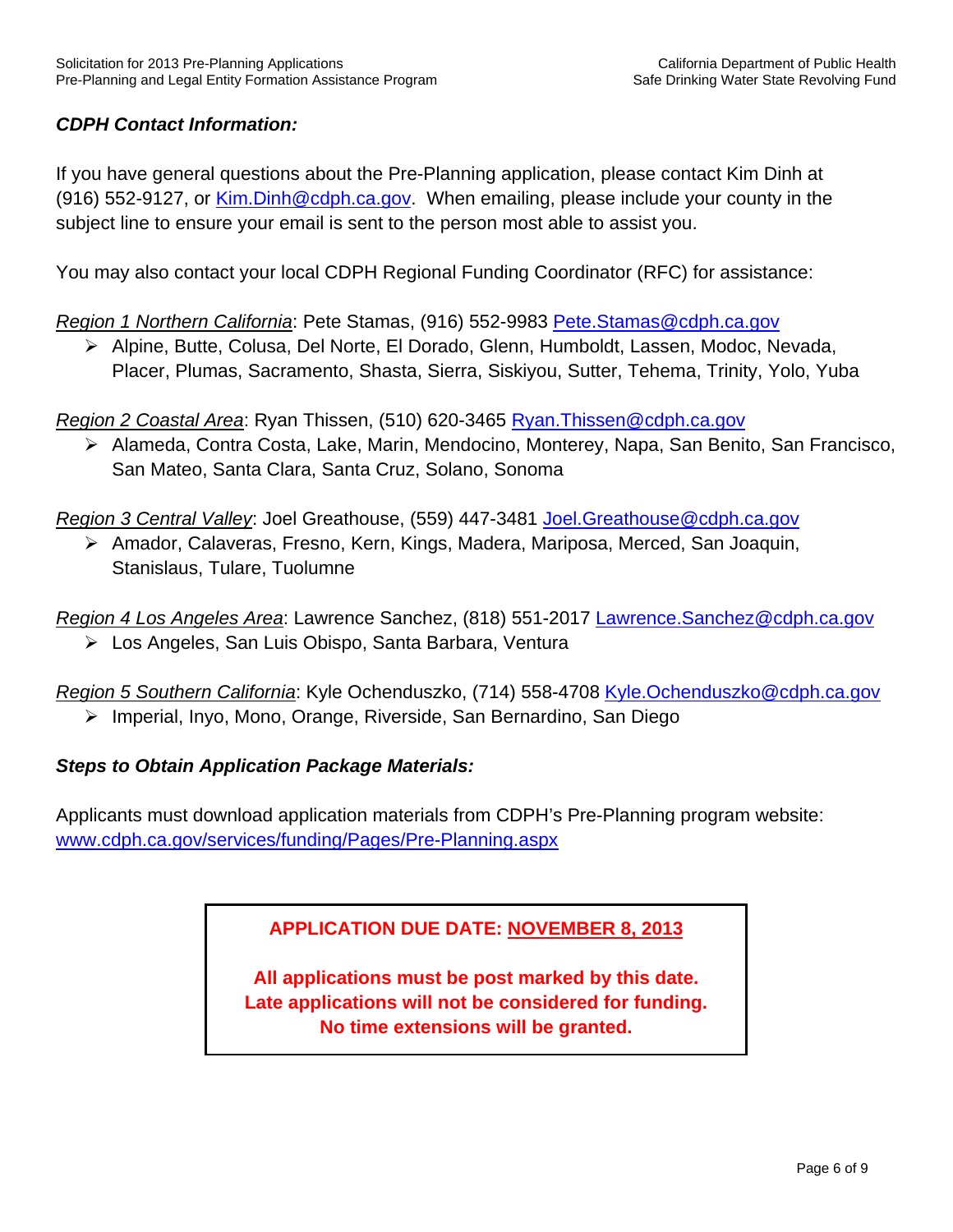***CDPH Contact Information:***

If you have general questions about the Pre-Planning application, please contact Kim Dinh at (916) 552-9127, or Kim.Dinh@cdph.ca.gov. When emailing, please include your county in the subject line to ensure your email is sent to the person most able to assist you.

You may also contact your local CDPH Regional Funding Coordinator (RFC) for assistance:

*Region 1 Northern California*: Pete Stamas, (916) 552-9983 Pete.Stamas@cdph.ca.gov

- Alpine, Butte, Colusa, Del Norte, El Dorado, Glenn, Humboldt, Lassen, Modoc, Nevada, Placer, Plumas, Sacramento, Shasta, Sierra, Siskiyou, Sutter, Tehema, Trinity, Yolo, Yuba

*Region 2 Coastal Area*: Ryan Thissen, (510) 620-3465 Ryan.Thissen@cdph.ca.gov

- Alameda, Contra Costa, Lake, Marin, Mendocino, Monterey, Napa, San Benito, San Francisco, San Mateo, Santa Clara, Santa Cruz, Solano, Sonoma

*Region 3 Central Valley*: Joel Greathouse, (559) 447-3481 Joel.Greathouse@cdph.ca.gov

- Amador, Calaveras, Fresno, Kern, Kings, Madera, Mariposa, Merced, San Joaquin, Stanislaus, Tulare, Tuolumne

*Region 4 Los Angeles Area*: Lawrence Sanchez, (818) 551-2017 Lawrence.Sanchez@cdph.ca.gov

- Los Angeles, San Luis Obispo, Santa Barbara, Ventura

*Region 5 Southern California*: Kyle Ochenduszko, (714) 558-4708 Kyle.Ochenduszko@cdph.ca.gov

- Imperial, Inyo, Mono, Orange, Riverside, San Bernardino, San Diego

***Steps to Obtain Application Package Materials:***

Applicants must download application materials from CDPH's Pre-Planning program website: www.cdph.ca.gov/services/funding/Pages/Pre-Planning.aspx

**APPLICATION DUE DATE: NOVEMBER 8, 2013**

**All applications must be post marked by this date.**
**Late applications will not be considered for funding.**
**No time extensions will be granted.**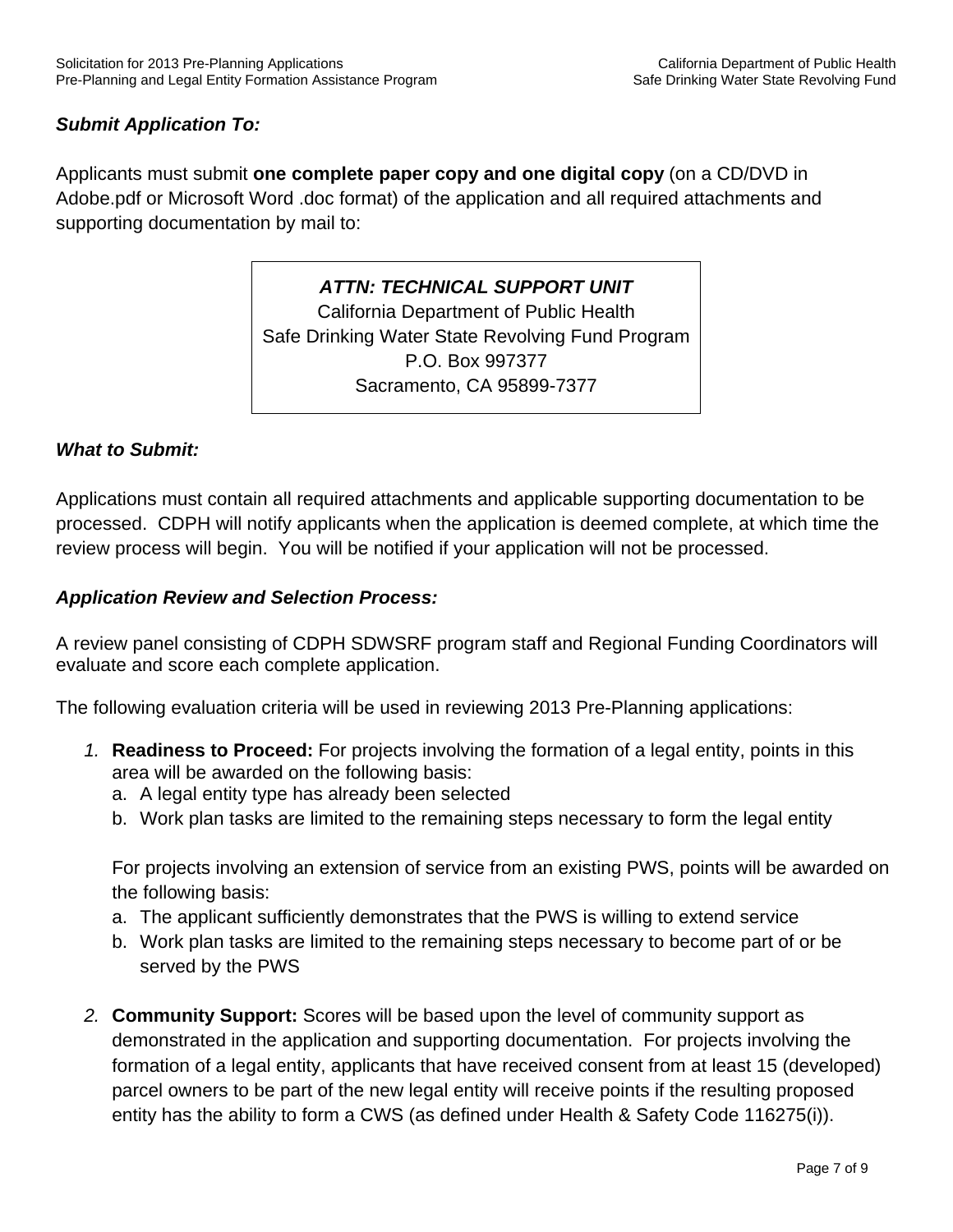***Submit Application To:***

Applicants must submit **one complete paper copy and one digital copy** (on a CD/DVD in Adobe.pdf or Microsoft Word .doc format) of the application and all required attachments and supporting documentation by mail to:

> ***ATTN: TECHNICAL SUPPORT UNIT***
> California Department of Public Health
> Safe Drinking Water State Revolving Fund Program
> P.O. Box 997377
> Sacramento, CA 95899-7377

***What to Submit:***

Applications must contain all required attachments and applicable supporting documentation to be processed. CDPH will notify applicants when the application is deemed complete, at which time the review process will begin. You will be notified if your application will not be processed.

***Application Review and Selection Process:***

A review panel consisting of CDPH SDWSRF program staff and Regional Funding Coordinators will evaluate and score each complete application.

The following evaluation criteria will be used in reviewing 2013 Pre-Planning applications:

1. **Readiness to Proceed:** For projects involving the formation of a legal entity, points in this area will be awarded on the following basis:
   a. A legal entity type has already been selected
   b. Work plan tasks are limited to the remaining steps necessary to form the legal entity

   For projects involving an extension of service from an existing PWS, points will be awarded on the following basis:
   a. The applicant sufficiently demonstrates that the PWS is willing to extend service
   b. Work plan tasks are limited to the remaining steps necessary to become part of or be served by the PWS

2. **Community Support:** Scores will be based upon the level of community support as demonstrated in the application and supporting documentation. For projects involving the formation of a legal entity, applicants that have received consent from at least 15 (developed) parcel owners to be part of the new legal entity will receive points if the resulting proposed entity has the ability to form a CWS (as defined under Health & Safety Code 116275(i)).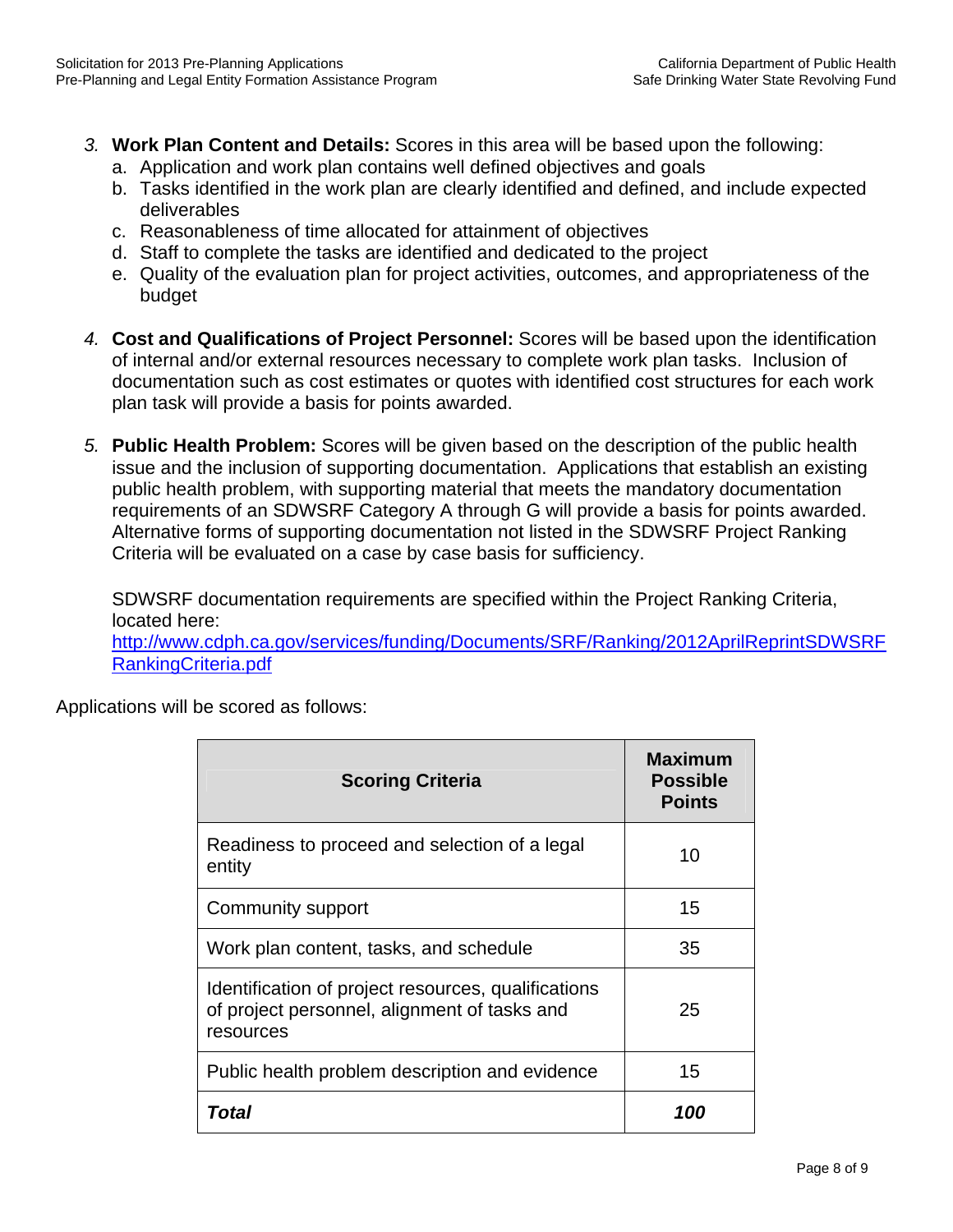3. **Work Plan Content and Details:** Scores in this area will be based upon the following:
   a. Application and work plan contains well defined objectives and goals
   b. Tasks identified in the work plan are clearly identified and defined, and include expected deliverables
   c. Reasonableness of time allocated for attainment of objectives
   d. Staff to complete the tasks are identified and dedicated to the project
   e. Quality of the evaluation plan for project activities, outcomes, and appropriateness of the budget

4. **Cost and Qualifications of Project Personnel:** Scores will be based upon the identification of internal and/or external resources necessary to complete work plan tasks. Inclusion of documentation such as cost estimates or quotes with identified cost structures for each work plan task will provide a basis for points awarded.

5. **Public Health Problem:** Scores will be given based on the description of the public health issue and the inclusion of supporting documentation. Applications that establish an existing public health problem, with supporting material that meets the mandatory documentation requirements of an SDWSRF Category A through G will provide a basis for points awarded. Alternative forms of supporting documentation not listed in the SDWSRF Project Ranking Criteria will be evaluated on a case by case basis for sufficiency.

   SDWSRF documentation requirements are specified within the Project Ranking Criteria, located here: [http://www.cdph.ca.gov/services/funding/Documents/SRF/Ranking/2012AprilReprintSDWSRFRankingCriteria.pdf](http://www.cdph.ca.gov/services/funding/Documents/SRF/Ranking/2012AprilReprintSDWSRFRankingCriteria.pdf)

Applications will be scored as follows:

| Scoring Criteria | Maximum Possible Points |
|---|---|
| Readiness to proceed and selection of a legal entity | 10 |
| Community support | 15 |
| Work plan content, tasks, and schedule | 35 |
| Identification of project resources, qualifications of project personnel, alignment of tasks and resources | 25 |
| Public health problem description and evidence | 15 |
| ***Total*** | ***100*** |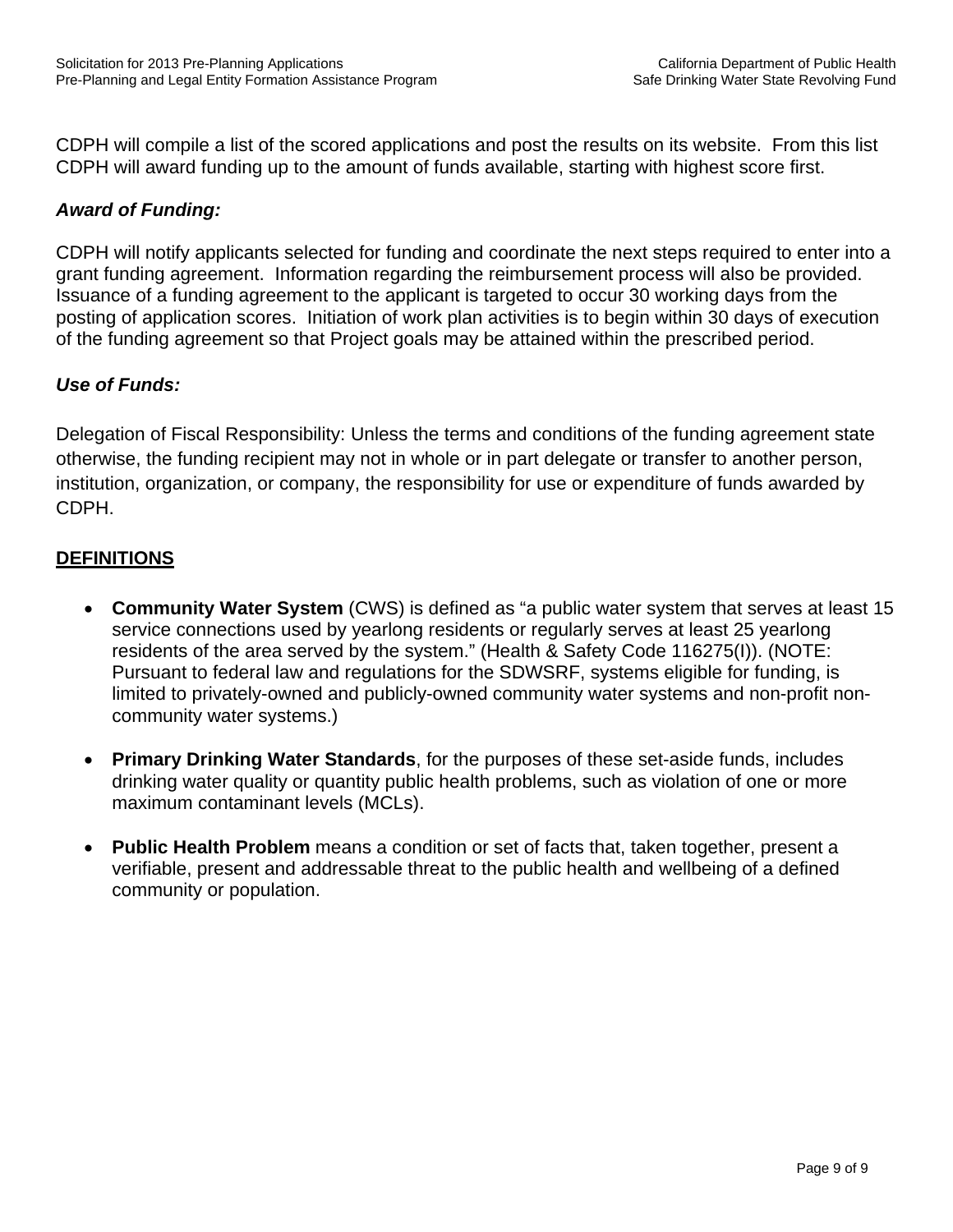CDPH will compile a list of the scored applications and post the results on its website. From this list CDPH will award funding up to the amount of funds available, starting with highest score first.

***Award of Funding:***

CDPH will notify applicants selected for funding and coordinate the next steps required to enter into a grant funding agreement. Information regarding the reimbursement process will also be provided. Issuance of a funding agreement to the applicant is targeted to occur 30 working days from the posting of application scores. Initiation of work plan activities is to begin within 30 days of execution of the funding agreement so that Project goals may be attained within the prescribed period.

***Use of Funds:***

Delegation of Fiscal Responsibility: Unless the terms and conditions of the funding agreement state otherwise, the funding recipient may not in whole or in part delegate or transfer to another person, institution, organization, or company, the responsibility for use or expenditure of funds awarded by CDPH.

## DEFINITIONS

- **Community Water System** (CWS) is defined as "a public water system that serves at least 15 service connections used by yearlong residents or regularly serves at least 25 yearlong residents of the area served by the system." (Health & Safety Code 116275(I)). (NOTE: Pursuant to federal law and regulations for the SDWSRF, systems eligible for funding, is limited to privately-owned and publicly-owned community water systems and non-profit non-community water systems.)

- **Primary Drinking Water Standards**, for the purposes of these set-aside funds, includes drinking water quality or quantity public health problems, such as violation of one or more maximum contaminant levels (MCLs).

- **Public Health Problem** means a condition or set of facts that, taken together, present a verifiable, present and addressable threat to the public health and wellbeing of a defined community or population.